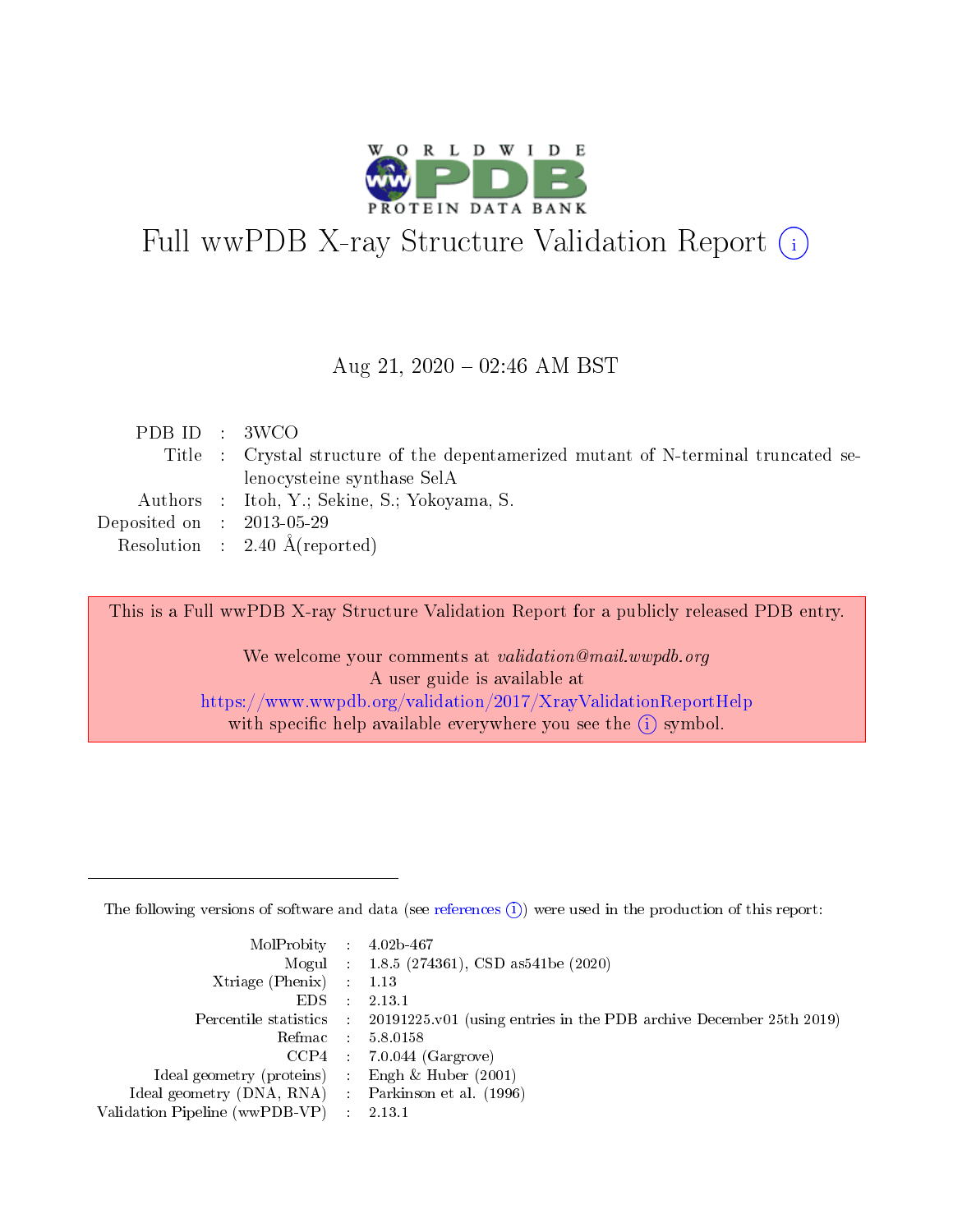# Full wwPDB X-ray Structure Validation Report (i)

Aug 21, 2020 – 02:46 AM BST

| | | |
|---|---|---|
| PDB ID | : | 3WCO |
| Title | : | Crystal structure of the depentamerized mutant of N-terminal truncated selenocysteine synthase SelA |
| Authors | : | Itoh, Y.; Sekine, S.; Yokoyama, S. |
| Deposited on | : | 2013-05-29 |
| Resolution | : | 2.40 Å(reported) |

This is a Full wwPDB X-ray Structure Validation Report for a publicly released PDB entry.

We welcome your comments at *validation@mail.wwpdb.org*
A user guide is available at
https://www.wwpdb.org/validation/2017/XrayValidationReportHelp
with specific help available everywhere you see the (i) symbol.

The following versions of software and data (see references (i)) were used in the production of this report:

| | | |
|---|---|---|
| MolProbity | : | 4.02b-467 |
| Mogul | : | 1.8.5 (274361), CSD as541be (2020) |
| Xtriage (Phenix) | : | 1.13 |
| EDS | : | 2.13.1 |
| Percentile statistics | : | 20191225.v01 (using entries in the PDB archive December 25th 2019) |
| Refmac | : | 5.8.0158 |
| CCP4 | : | 7.0.044 (Gargrove) |
| Ideal geometry (proteins) | : | Engh & Huber (2001) |
| Ideal geometry (DNA, RNA) | : | Parkinson et al. (1996) |
| Validation Pipeline (wwPDB-VP) | : | 2.13.1 |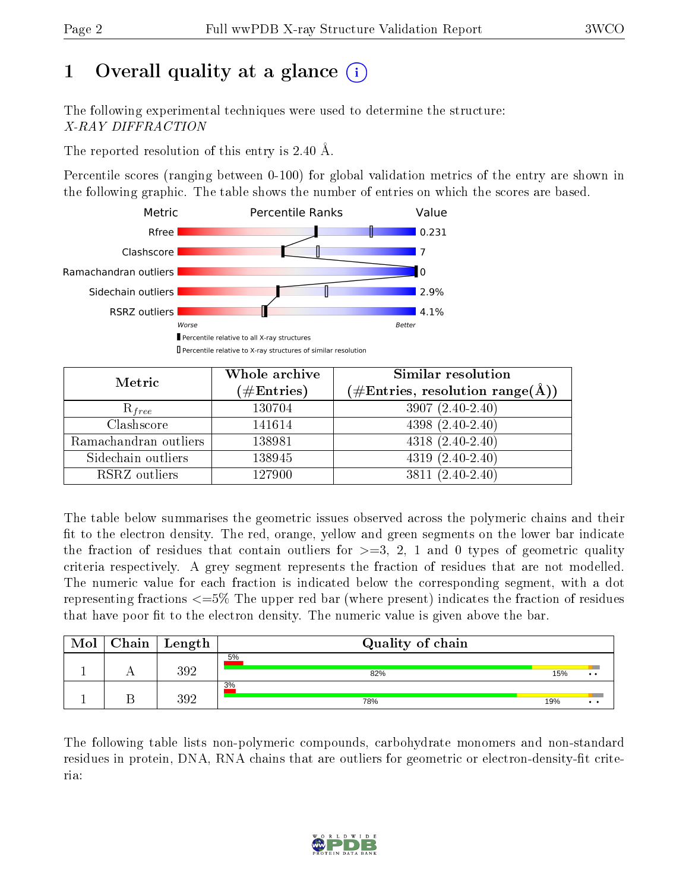# 1 Overall quality at a glance

The following experimental techniques were used to determine the structure:
*X-RAY DIFFRACTION*

The reported resolution of this entry is 2.40 Å.

Percentile scores (ranging between 0-100) for global validation metrics of the entry are shown in the following graphic. The table shows the number of entries on which the scores are based.

| Metric | Value |
|---|---|
| Rfree | 0.231 |
| Clashscore | 7 |
| Ramachandran outliers | 0 |
| Sidechain outliers | 2.9% |
| RSRZ outliers | 4.1% |

| Metric | Whole archive (#Entries) | Similar resolution (#Entries, resolution range(Å)) |
|---|---|---|
| $R_{free}$ | 130704 | 3907 (2.40-2.40) |
| Clashscore | 141614 | 4398 (2.40-2.40) |
| Ramachandran outliers | 138981 | 4318 (2.40-2.40) |
| Sidechain outliers | 138945 | 4319 (2.40-2.40) |
| RSRZ outliers | 127900 | 3811 (2.40-2.40) |

The table below summarises the geometric issues observed across the polymeric chains and their fit to the electron density. The red, orange, yellow and green segments on the lower bar indicate the fraction of residues that contain outliers for >=3, 2, 1 and 0 types of geometric quality criteria respectively. A grey segment represents the fraction of residues that are not modelled. The numeric value for each fraction is indicated below the corresponding segment, with a dot representing fractions <=5% The upper red bar (where present) indicates the fraction of residues that have poor fit to the electron density. The numeric value is given above the bar.

| Mol | Chain | Length | Quality of chain |
|---|---|---|---|
| 1 | A | 392 | 5% / 82% / 15% / • • |
| 1 | B | 392 | 3% / 78% / 19% / • • |

The following table lists non-polymeric compounds, carbohydrate monomers and non-standard residues in protein, DNA, RNA chains that are outliers for geometric or electron-density-fit criteria: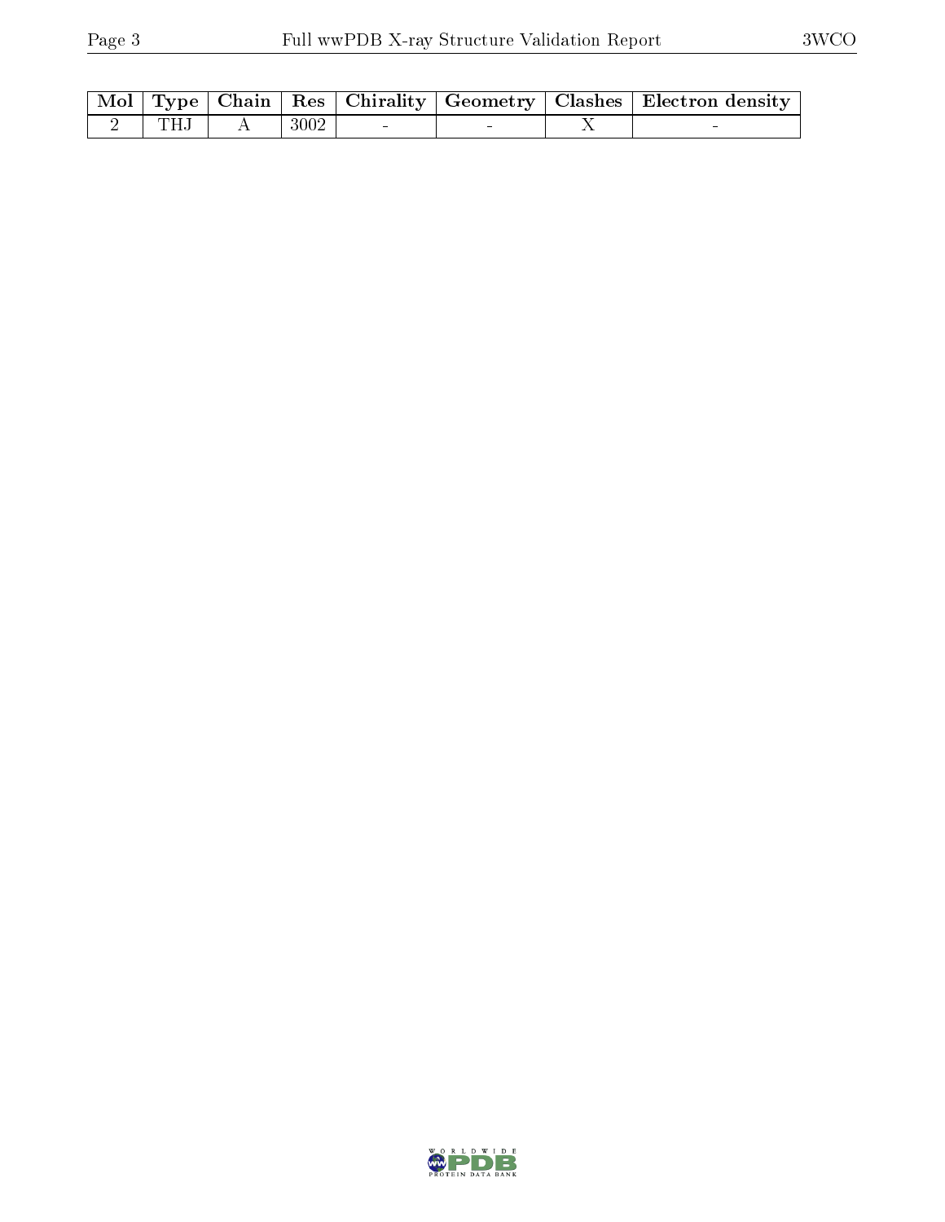| Mol | Type | Chain | Res | Chirality | Geometry | Clashes | Electron density |
|---|---|---|---|---|---|---|---|
| 2 | THJ | A | 3002 | - | - | X | - |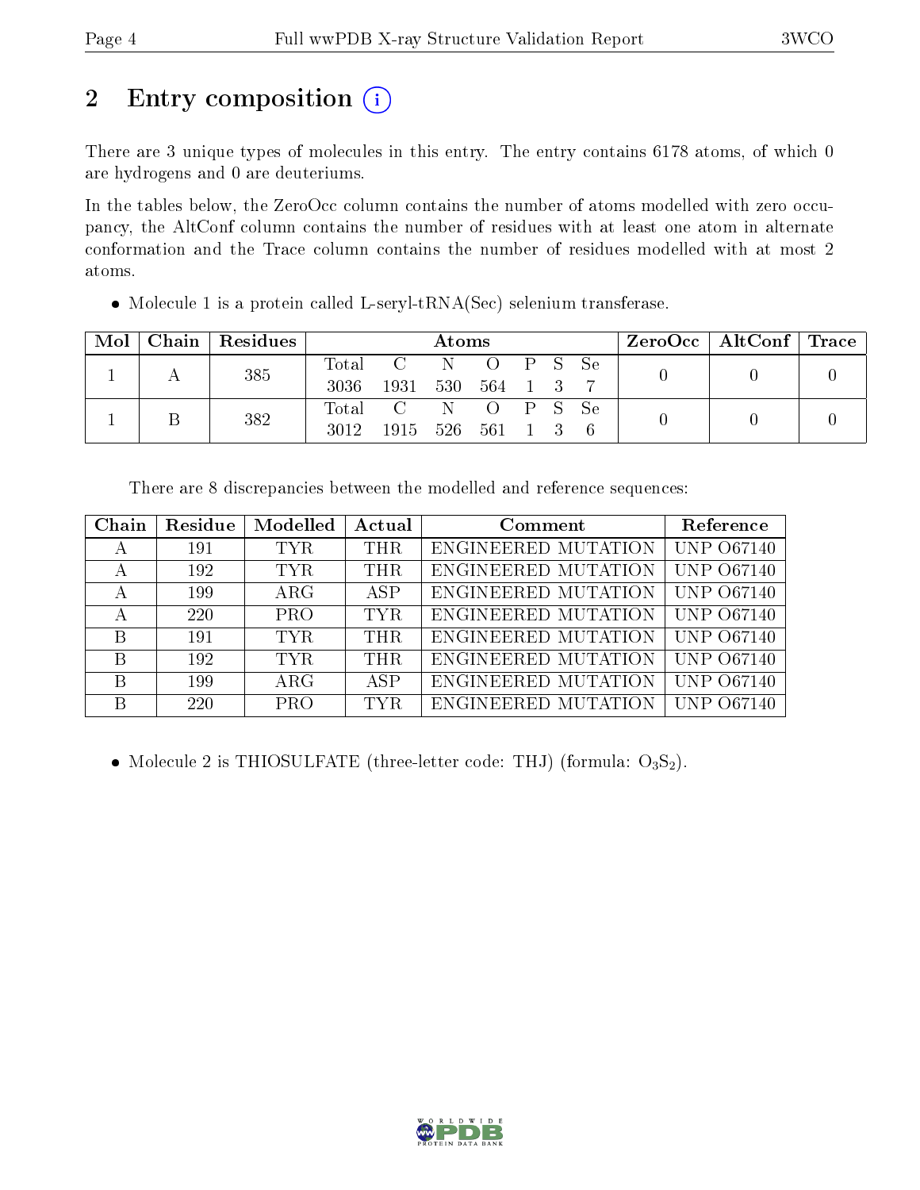# 2 Entry composition (i)

There are 3 unique types of molecules in this entry. The entry contains 6178 atoms, of which 0 are hydrogens and 0 are deuteriums.

In the tables below, the ZeroOcc column contains the number of atoms modelled with zero occupancy, the AltConf column contains the number of residues with at least one atom in alternate conformation and the Trace column contains the number of residues modelled with at most 2 atoms.

- Molecule 1 is a protein called L-seryl-tRNA(Sec) selenium transferase.

| Mol | Chain | Residues | Atoms | | | | | | | ZeroOcc | AltConf | Trace |
|---|---|---|---|---|---|---|---|---|---|---|---|---|
| 1 | A | 385 | Total 3036 | C 1931 | N 530 | O 564 | P 1 | S 3 | Se 7 | 0 | 0 | 0 |
| 1 | B | 382 | Total 3012 | C 1915 | N 526 | O 561 | P 1 | S 3 | Se 6 | 0 | 0 | 0 |

There are 8 discrepancies between the modelled and reference sequences:

| Chain | Residue | Modelled | Actual | Comment | Reference |
|---|---|---|---|---|---|
| A | 191 | TYR | THR | ENGINEERED MUTATION | UNP O67140 |
| A | 192 | TYR | THR | ENGINEERED MUTATION | UNP O67140 |
| A | 199 | ARG | ASP | ENGINEERED MUTATION | UNP O67140 |
| A | 220 | PRO | TYR | ENGINEERED MUTATION | UNP O67140 |
| B | 191 | TYR | THR | ENGINEERED MUTATION | UNP O67140 |
| B | 192 | TYR | THR | ENGINEERED MUTATION | UNP O67140 |
| B | 199 | ARG | ASP | ENGINEERED MUTATION | UNP O67140 |
| B | 220 | PRO | TYR | ENGINEERED MUTATION | UNP O67140 |

- Molecule 2 is THIOSULFATE (three-letter code: THJ) (formula: $O_3S_2$).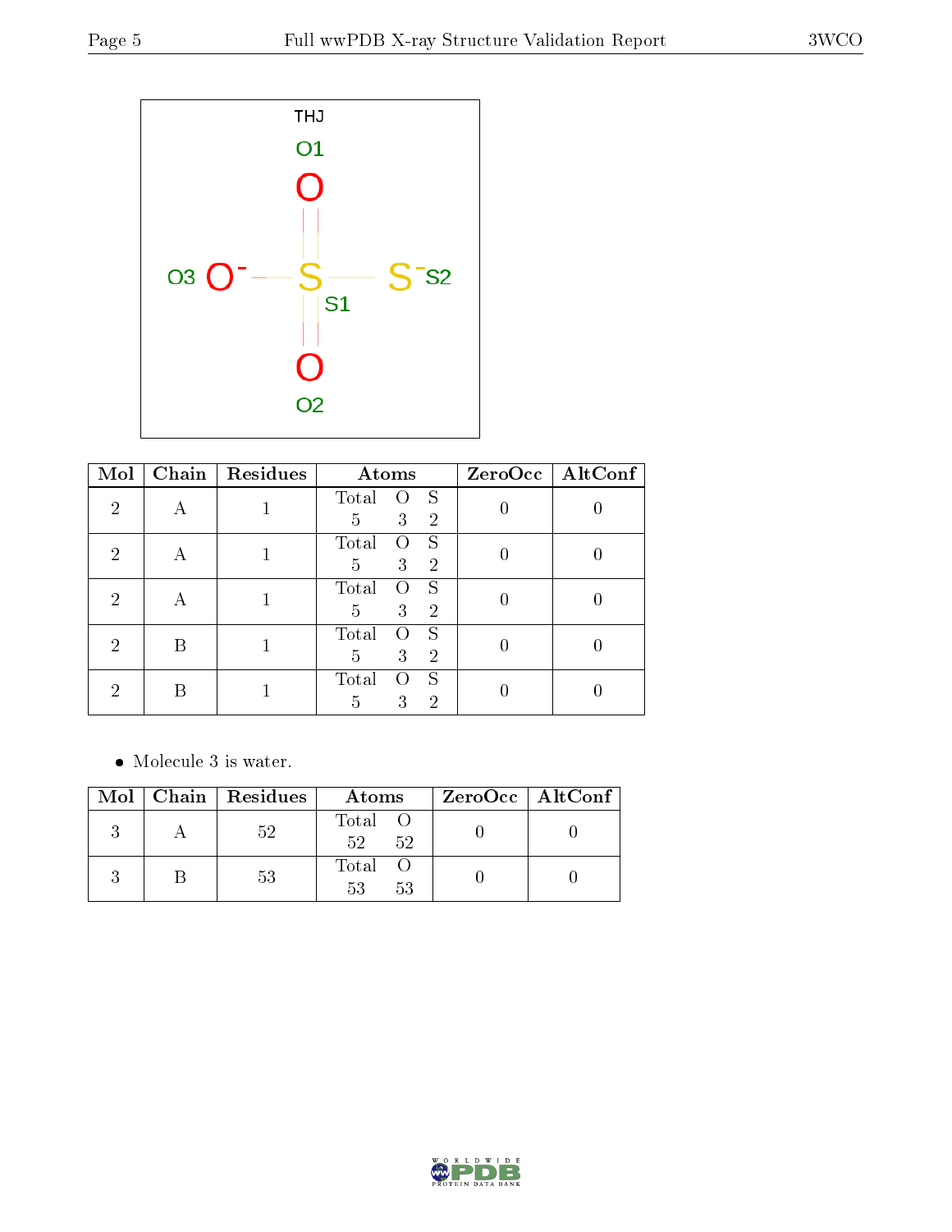THJ

| Mol | Chain | Residues | Atoms | ZeroOcc | AltConf |
|---|---|---|---|---|---|
| 2 | A | 1 | Total O S<br>5 3 2 | 0 | 0 |
| 2 | A | 1 | Total O S<br>5 3 2 | 0 | 0 |
| 2 | A | 1 | Total O S<br>5 3 2 | 0 | 0 |
| 2 | B | 1 | Total O S<br>5 3 2 | 0 | 0 |
| 2 | B | 1 | Total O S<br>5 3 2 | 0 | 0 |

- Molecule 3 is water.

| Mol | Chain | Residues | Atoms | ZeroOcc | AltConf |
|---|---|---|---|---|---|
| 3 | A | 52 | Total O<br>52 52 | 0 | 0 |
| 3 | B | 53 | Total O<br>53 53 | 0 | 0 |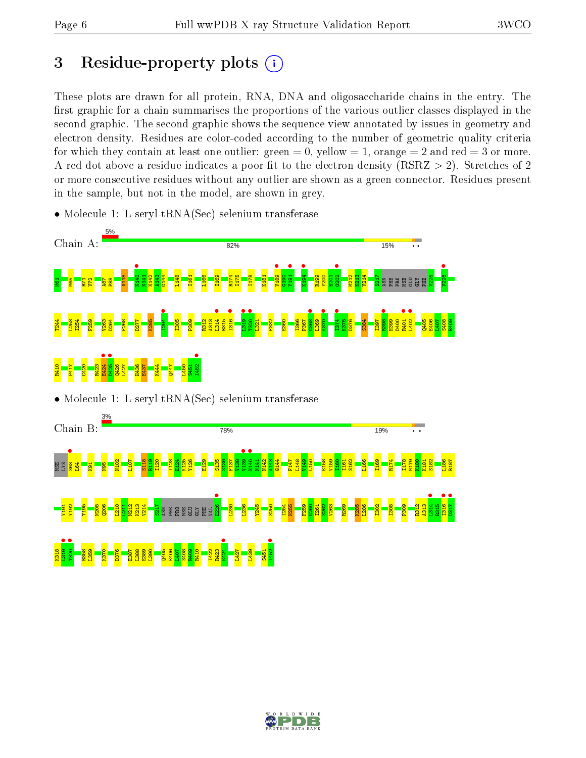# 3 Residue-property plots

These plots are drawn for all protein, RNA, DNA and oligosaccharide chains in the entry. The first graphic for a chain summarises the proportions of the various outlier classes displayed in the second graphic. The second graphic shows the sequence view annotated by issues in geometry and electron density. Residues are color-coded according to the number of geometric quality criteria for which they contain at least one outlier: green = 0, yellow = 1, orange = 2 and red = 3 or more. A red dot above a residue indicates a poor fit to the electron density (RSRZ > 2). Stretches of 2 or more consecutive residues without any outlier are shown as a green connector. Residues present in the sample, but not in the model, are shown in grey.

- Molecule 1: L-seryl-tRNA(Sec) selenium transferase

Chain A: 5% | 82% | 15% | • •

M61 M65 R71 V72 A87 P88 S118 N140 N141 N142 A143 G144 L148 I161 L166 I169 R174 I175 I178 K181 V189 G190 Y191 K194 R199 Y200 E201 G202 M212 K213 V214 S217 ASN PHE PRO MSE GLU GLY PHE V225 V228 T244 L253 I254 F259 V263 D264 F268 D277 K285 I294 I305 P309 R312 A313 L314 R315 I316 L319 T320 L321 F332 E360 I366 P367 G368 L369 K370 I374 K375 D376 S384 I397 R398 H399 D400 R401 L402 Q405 E406 L407 S408 N409 R410 P417 C420 R423 E424 D425 Q426 L427 H436 E437 K444 Q447 L450 S451 I452

- Molecule 1: L-seryl-tRNA(Sec) selenium transferase

Chain B: 3% | 78% | 19% | • •

MSE LYS S63 L64 K91 N95 N102 L107 S118 R119 I120 I123 E124 K125 Y126 E129 S135 S136 F137 V138 V139 N140 N141 N142 A143 G144 F147 L148 V149 L150 E158 V159 I160 I161 S162 L166 I169 R174 I178 M179 K180 K181 S182 L186 R187 Y191 Y192 T195 N205 Q206 L210 L211 M212 K213 V214 S217 ASN PHE PRO MSE GLU GLY PHE VAL E226 L230 L236 Y245 S250 I254 N255 F259 Q260 I261 S262 V263 R269 K285 L286 I302 I305 P309 R312 A313 L314 R315 I316 D317 K318 L319 T320 R358 L359 K370 D376 E387 L388 E389 L390 Q405 E406 L407 S408 N409 R410 I422 R423 E424 L427 L439 S451 I452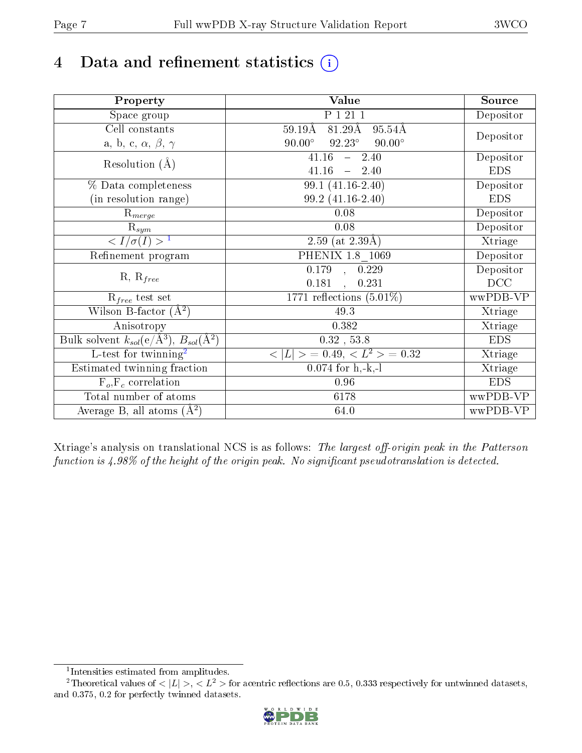# 4 Data and refinement statistics (i)

| Property | Value | Source |
|---|---|---|
| Space group | P 1 21 1 | Depositor |
| Cell constants<br>a, b, c, $\alpha$, $\beta$, $\gamma$ | 59.19Å 81.29Å 95.54Å<br>90.00° 92.23° 90.00° | Depositor |
| Resolution (Å) | 41.16 – 2.40<br>41.16 – 2.40 | Depositor<br>EDS |
| % Data completeness<br>(in resolution range) | 99.1 (41.16-2.40)<br>99.2 (41.16-2.40) | Depositor<br>EDS |
| $R_{merge}$ | 0.08 | Depositor |
| $R_{sym}$ | 0.08 | Depositor |
| $< I/\sigma(I) >$ [1] | 2.59 (at 2.39Å) | Xtriage |
| Refinement program | PHENIX 1.8_1069 | Depositor |
| R, $R_{free}$ | 0.179 , 0.229<br>0.181 , 0.231 | Depositor<br>DCC |
| $R_{free}$ test set | 1771 reflections (5.01%) | wwPDB-VP |
| Wilson B-factor (Å$^2$) | 49.3 | Xtriage |
| Anisotropy | 0.382 | Xtriage |
| Bulk solvent $k_{sol}$(e/Å$^3$), $B_{sol}$(Å$^2$) | 0.32 , 53.8 | EDS |
| L-test for twinning[2] | $< \|L\| >$ = 0.49, $< L^2 >$ = 0.32 | Xtriage |
| Estimated twinning fraction | 0.074 for h,-k,-l | Xtriage |
| $F_o$,$F_c$ correlation | 0.96 | EDS |
| Total number of atoms | 6178 | wwPDB-VP |
| Average B, all atoms (Å$^2$) | 64.0 | wwPDB-VP |

Xtriage's analysis on translational NCS is as follows: *The largest off-origin peak in the Patterson function is 4.98% of the height of the origin peak. No significant pseudotranslation is detected.*

[1] Intensities estimated from amplitudes.

[2] Theoretical values of $< |L| >$, $< L^2 >$ for acentric reflections are 0.5, 0.333 respectively for untwinned datasets, and 0.375, 0.2 for perfectly twinned datasets.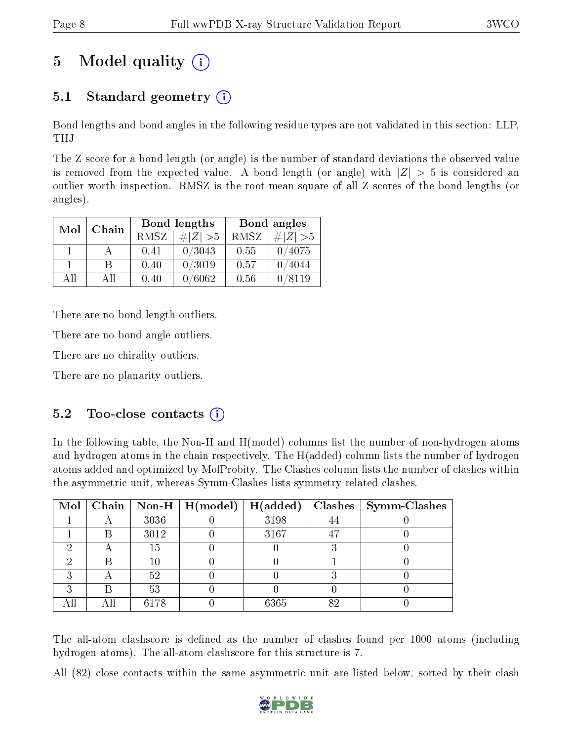# 5 Model quality

## 5.1 Standard geometry

Bond lengths and bond angles in the following residue types are not validated in this section: LLP, THJ

The Z score for a bond length (or angle) is the number of standard deviations the observed value is removed from the expected value. A bond length (or angle) with $|Z| > 5$ is considered an outlier worth inspection. RMSZ is the root-mean-square of all Z scores of the bond lengths (or angles).

| Mol | Chain | Bond lengths | | Bond angles | |
|---|---|---|---|---|---|
| | | RMSZ | #$\|Z\|$ >5 | RMSZ | #$\|Z\|$ >5 |
| 1 | A | 0.41 | 0/3043 | 0.55 | 0/4075 |
| 1 | B | 0.40 | 0/3019 | 0.57 | 0/4044 |
| All | All | 0.40 | 0/6062 | 0.56 | 0/8119 |

There are no bond length outliers.

There are no bond angle outliers.

There are no chirality outliers.

There are no planarity outliers.

## 5.2 Too-close contacts

In the following table, the Non-H and H(model) columns list the number of non-hydrogen atoms and hydrogen atoms in the chain respectively. The H(added) column lists the number of hydrogen atoms added and optimized by MolProbity. The Clashes column lists the number of clashes within the asymmetric unit, whereas Symm-Clashes lists symmetry related clashes.

| Mol | Chain | Non-H | H(model) | H(added) | Clashes | Symm-Clashes |
|---|---|---|---|---|---|---|
| 1 | A | 3036 | 0 | 3198 | 44 | 0 |
| 1 | B | 3012 | 0 | 3167 | 47 | 0 |
| 2 | A | 15 | 0 | 0 | 3 | 0 |
| 2 | B | 10 | 0 | 0 | 1 | 0 |
| 3 | A | 52 | 0 | 0 | 3 | 0 |
| 3 | B | 53 | 0 | 0 | 0 | 0 |
| All | All | 6178 | 0 | 6365 | 82 | 0 |

The all-atom clashscore is defined as the number of clashes found per 1000 atoms (including hydrogen atoms). The all-atom clashscore for this structure is 7.

All (82) close contacts within the same asymmetric unit are listed below, sorted by their clash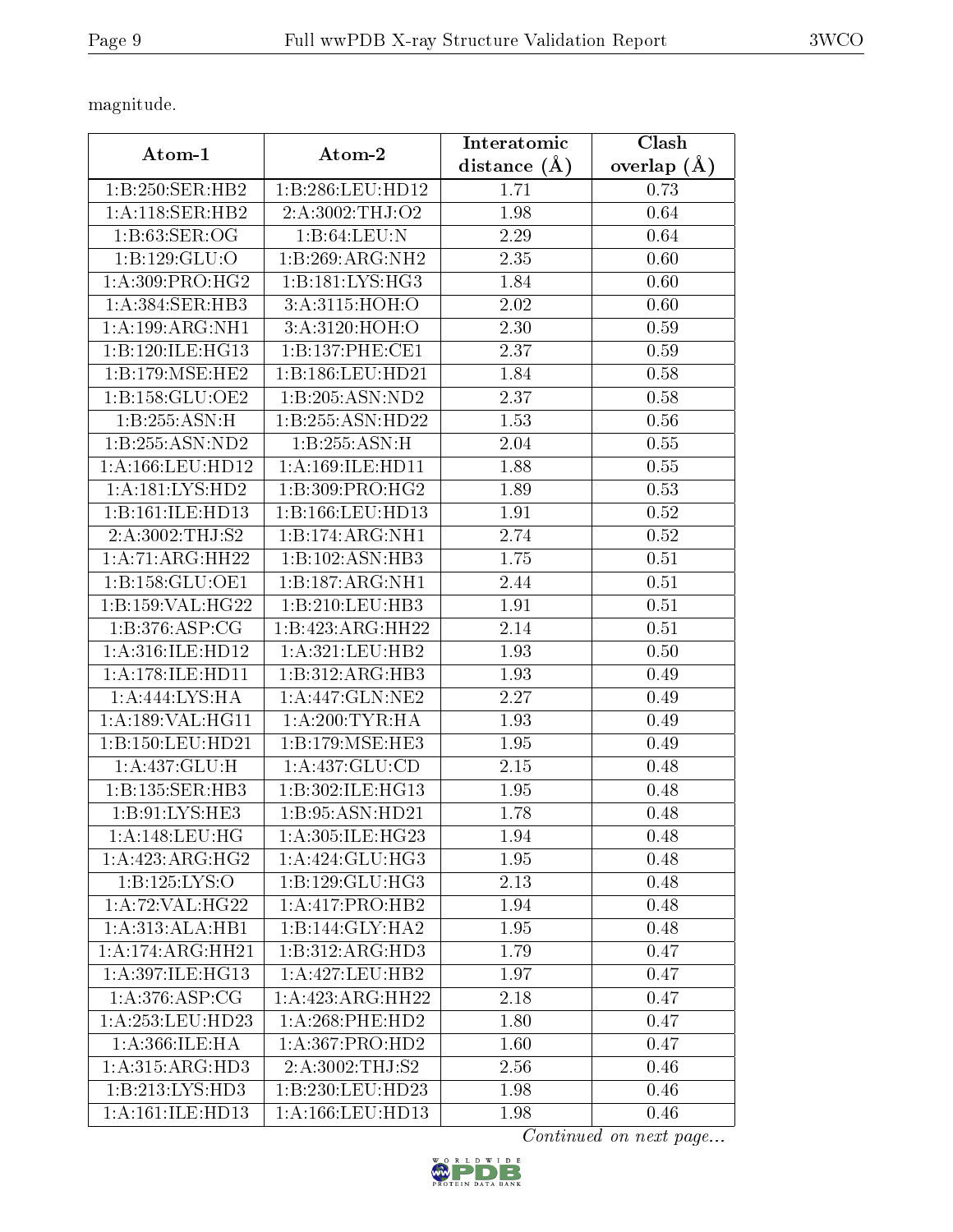magnitude.

| Atom-1 | Atom-2 | Interatomic distance (Å) | Clash overlap (Å) |
|---|---|---|---|
| 1:B:250:SER:HB2 | 1:B:286:LEU:HD12 | 1.71 | 0.73 |
| 1:A:118:SER:HB2 | 2:A:3002:THJ:O2 | 1.98 | 0.64 |
| 1:B:63:SER:OG | 1:B:64:LEU:N | 2.29 | 0.64 |
| 1:B:129:GLU:O | 1:B:269:ARG:NH2 | 2.35 | 0.60 |
| 1:A:309:PRO:HG2 | 1:B:181:LYS:HG3 | 1.84 | 0.60 |
| 1:A:384:SER:HB3 | 3:A:3115:HOH:O | 2.02 | 0.60 |
| 1:A:199:ARG:NH1 | 3:A:3120:HOH:O | 2.30 | 0.59 |
| 1:B:120:ILE:HG13 | 1:B:137:PHE:CE1 | 2.37 | 0.59 |
| 1:B:179:MSE:HE2 | 1:B:186:LEU:HD21 | 1.84 | 0.58 |
| 1:B:158:GLU:OE2 | 1:B:205:ASN:ND2 | 2.37 | 0.58 |
| 1:B:255:ASN:H | 1:B:255:ASN:HD22 | 1.53 | 0.56 |
| 1:B:255:ASN:ND2 | 1:B:255:ASN:H | 2.04 | 0.55 |
| 1:A:166:LEU:HD12 | 1:A:169:ILE:HD11 | 1.88 | 0.55 |
| 1:A:181:LYS:HD2 | 1:B:309:PRO:HG2 | 1.89 | 0.53 |
| 1:B:161:ILE:HD13 | 1:B:166:LEU:HD13 | 1.91 | 0.52 |
| 2:A:3002:THJ:S2 | 1:B:174:ARG:NH1 | 2.74 | 0.52 |
| 1:A:71:ARG:HH22 | 1:B:102:ASN:HB3 | 1.75 | 0.51 |
| 1:B:158:GLU:OE1 | 1:B:187:ARG:NH1 | 2.44 | 0.51 |
| 1:B:159:VAL:HG22 | 1:B:210:LEU:HB3 | 1.91 | 0.51 |
| 1:B:376:ASP:CG | 1:B:423:ARG:HH22 | 2.14 | 0.51 |
| 1:A:316:ILE:HD12 | 1:A:321:LEU:HB2 | 1.93 | 0.50 |
| 1:A:178:ILE:HD11 | 1:B:312:ARG:HB3 | 1.93 | 0.49 |
| 1:A:444:LYS:HA | 1:A:447:GLN:NE2 | 2.27 | 0.49 |
| 1:A:189:VAL:HG11 | 1:A:200:TYR:HA | 1.93 | 0.49 |
| 1:B:150:LEU:HD21 | 1:B:179:MSE:HE3 | 1.95 | 0.49 |
| 1:A:437:GLU:H | 1:A:437:GLU:CD | 2.15 | 0.48 |
| 1:B:135:SER:HB3 | 1:B:302:ILE:HG13 | 1.95 | 0.48 |
| 1:B:91:LYS:HE3 | 1:B:95:ASN:HD21 | 1.78 | 0.48 |
| 1:A:148:LEU:HG | 1:A:305:ILE:HG23 | 1.94 | 0.48 |
| 1:A:423:ARG:HG2 | 1:A:424:GLU:HG3 | 1.95 | 0.48 |
| 1:B:125:LYS:O | 1:B:129:GLU:HG3 | 2.13 | 0.48 |
| 1:A:72:VAL:HG22 | 1:A:417:PRO:HB2 | 1.94 | 0.48 |
| 1:A:313:ALA:HB1 | 1:B:144:GLY:HA2 | 1.95 | 0.48 |
| 1:A:174:ARG:HH21 | 1:B:312:ARG:HD3 | 1.79 | 0.47 |
| 1:A:397:ILE:HG13 | 1:A:427:LEU:HB2 | 1.97 | 0.47 |
| 1:A:376:ASP:CG | 1:A:423:ARG:HH22 | 2.18 | 0.47 |
| 1:A:253:LEU:HD23 | 1:A:268:PHE:HD2 | 1.80 | 0.47 |
| 1:A:366:ILE:HA | 1:A:367:PRO:HD2 | 1.60 | 0.47 |
| 1:A:315:ARG:HD3 | 2:A:3002:THJ:S2 | 2.56 | 0.46 |
| 1:B:213:LYS:HD3 | 1:B:230:LEU:HD23 | 1.98 | 0.46 |
| 1:A:161:ILE:HD13 | 1:A:166:LEU:HD13 | 1.98 | 0.46 |

*Continued on next page...*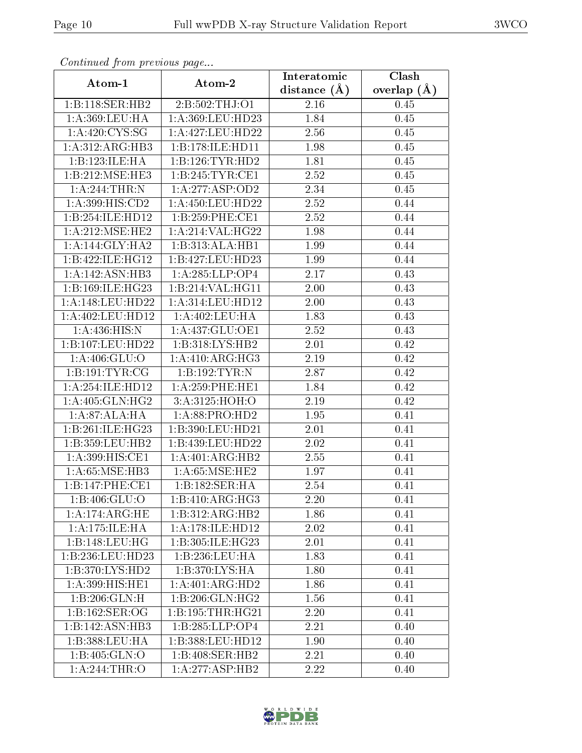*Continued from previous page...*

| Atom-1 | Atom-2 | Interatomic distance (Å) | Clash overlap (Å) |
|---|---|---|---|
| 1:B:118:SER:HB2 | 2:B:502:THJ:O1 | 2.16 | 0.45 |
| 1:A:369:LEU:HA | 1:A:369:LEU:HD23 | 1.84 | 0.45 |
| 1:A:420:CYS:SG | 1:A:427:LEU:HD22 | 2.56 | 0.45 |
| 1:A:312:ARG:HB3 | 1:B:178:ILE:HD11 | 1.98 | 0.45 |
| 1:B:123:ILE:HA | 1:B:126:TYR:HD2 | 1.81 | 0.45 |
| 1:B:212:MSE:HE3 | 1:B:245:TYR:CE1 | 2.52 | 0.45 |
| 1:A:244:THR:N | 1:A:277:ASP:OD2 | 2.34 | 0.45 |
| 1:A:399:HIS:CD2 | 1:A:450:LEU:HD22 | 2.52 | 0.44 |
| 1:B:254:ILE:HD12 | 1:B:259:PHE:CE1 | 2.52 | 0.44 |
| 1:A:212:MSE:HE2 | 1:A:214:VAL:HG22 | 1.98 | 0.44 |
| 1:A:144:GLY:HA2 | 1:B:313:ALA:HB1 | 1.99 | 0.44 |
| 1:B:422:ILE:HG12 | 1:B:427:LEU:HD23 | 1.99 | 0.44 |
| 1:A:142:ASN:HB3 | 1:A:285:LLP:OP4 | 2.17 | 0.43 |
| 1:B:169:ILE:HG23 | 1:B:214:VAL:HG11 | 2.00 | 0.43 |
| 1:A:148:LEU:HD22 | 1:A:314:LEU:HD12 | 2.00 | 0.43 |
| 1:A:402:LEU:HD12 | 1:A:402:LEU:HA | 1.83 | 0.43 |
| 1:A:436:HIS:N | 1:A:437:GLU:OE1 | 2.52 | 0.43 |
| 1:B:107:LEU:HD22 | 1:B:318:LYS:HB2 | 2.01 | 0.42 |
| 1:A:406:GLU:O | 1:A:410:ARG:HG3 | 2.19 | 0.42 |
| 1:B:191:TYR:CG | 1:B:192:TYR:N | 2.87 | 0.42 |
| 1:A:254:ILE:HD12 | 1:A:259:PHE:HE1 | 1.84 | 0.42 |
| 1:A:405:GLN:HG2 | 3:A:3125:HOH:O | 2.19 | 0.42 |
| 1:A:87:ALA:HA | 1:A:88:PRO:HD2 | 1.95 | 0.41 |
| 1:B:261:ILE:HG23 | 1:B:390:LEU:HD21 | 2.01 | 0.41 |
| 1:B:359:LEU:HB2 | 1:B:439:LEU:HD22 | 2.02 | 0.41 |
| 1:A:399:HIS:CE1 | 1:A:401:ARG:HB2 | 2.55 | 0.41 |
| 1:A:65:MSE:HB3 | 1:A:65:MSE:HE2 | 1.97 | 0.41 |
| 1:B:147:PHE:CE1 | 1:B:182:SER:HA | 2.54 | 0.41 |
| 1:B:406:GLU:O | 1:B:410:ARG:HG3 | 2.20 | 0.41 |
| 1:A:174:ARG:HE | 1:B:312:ARG:HB2 | 1.86 | 0.41 |
| 1:A:175:ILE:HA | 1:A:178:ILE:HD12 | 2.02 | 0.41 |
| 1:B:148:LEU:HG | 1:B:305:ILE:HG23 | 2.01 | 0.41 |
| 1:B:236:LEU:HD23 | 1:B:236:LEU:HA | 1.83 | 0.41 |
| 1:B:370:LYS:HD2 | 1:B:370:LYS:HA | 1.80 | 0.41 |
| 1:A:399:HIS:HE1 | 1:A:401:ARG:HD2 | 1.86 | 0.41 |
| 1:B:206:GLN:H | 1:B:206:GLN:HG2 | 1.56 | 0.41 |
| 1:B:162:SER:OG | 1:B:195:THR:HG21 | 2.20 | 0.41 |
| 1:B:142:ASN:HB3 | 1:B:285:LLP:OP4 | 2.21 | 0.40 |
| 1:B:388:LEU:HA | 1:B:388:LEU:HD12 | 1.90 | 0.40 |
| 1:B:405:GLN:O | 1:B:408:SER:HB2 | 2.21 | 0.40 |
| 1:A:244:THR:O | 1:A:277:ASP:HB2 | 2.22 | 0.40 |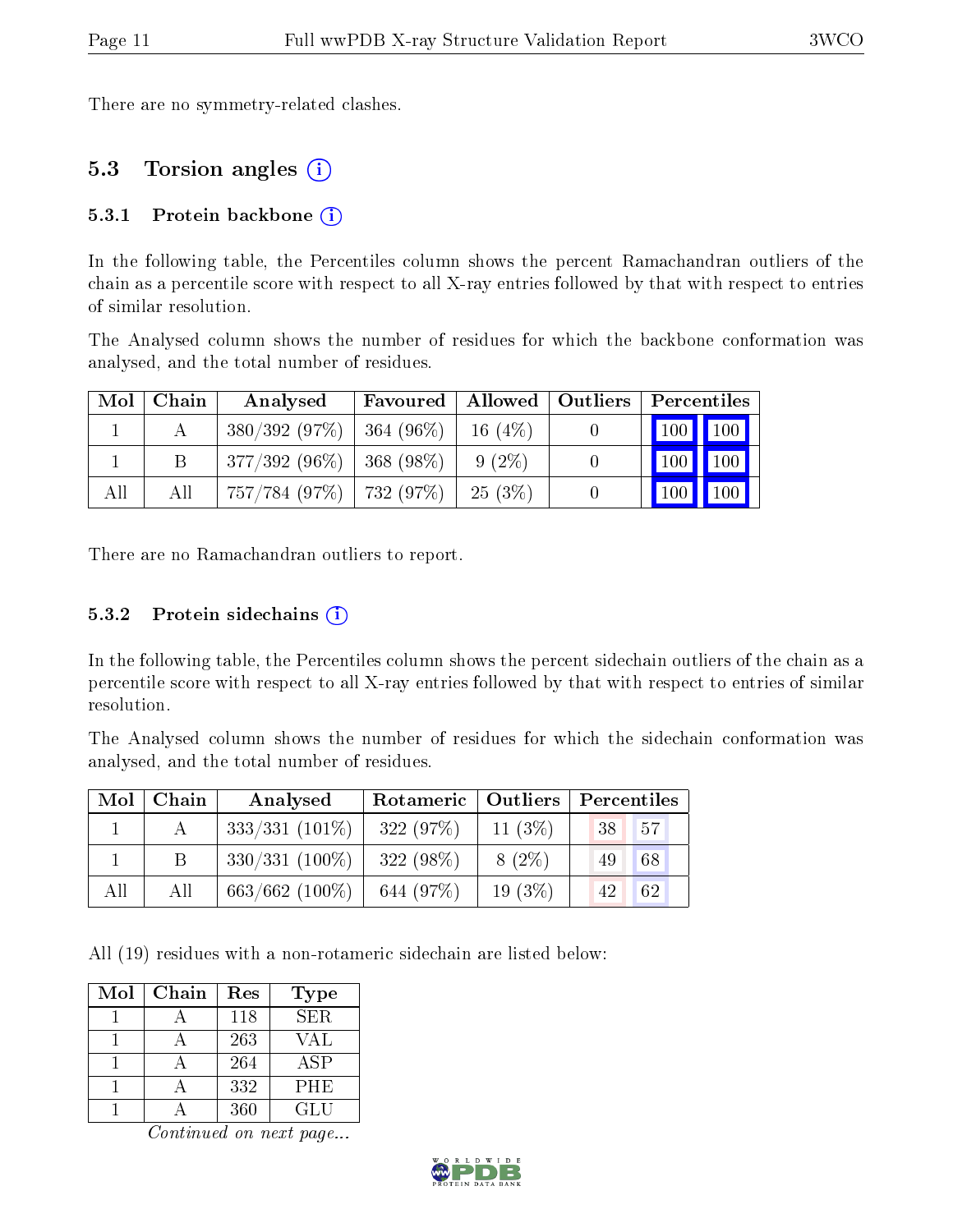There are no symmetry-related clashes.

## 5.3 Torsion angles (i)

### 5.3.1 Protein backbone (i)

In the following table, the Percentiles column shows the percent Ramachandran outliers of the chain as a percentile score with respect to all X-ray entries followed by that with respect to entries of similar resolution.

The Analysed column shows the number of residues for which the backbone conformation was analysed, and the total number of residues.

| Mol | Chain | Analysed | Favoured | Allowed | Outliers | Percentiles | |
|---|---|---|---|---|---|---|---|
| 1 | A | 380/392 (97%) | 364 (96%) | 16 (4%) | 0 | 100 | 100 |
| 1 | B | 377/392 (96%) | 368 (98%) | 9 (2%) | 0 | 100 | 100 |
| All | All | 757/784 (97%) | 732 (97%) | 25 (3%) | 0 | 100 | 100 |

There are no Ramachandran outliers to report.

### 5.3.2 Protein sidechains (i)

In the following table, the Percentiles column shows the percent sidechain outliers of the chain as a percentile score with respect to all X-ray entries followed by that with respect to entries of similar resolution.

The Analysed column shows the number of residues for which the sidechain conformation was analysed, and the total number of residues.

| Mol | Chain | Analysed | Rotameric | Outliers | Percentiles | |
|---|---|---|---|---|---|---|
| 1 | A | 333/331 (101%) | 322 (97%) | 11 (3%) | 38 | 57 |
| 1 | B | 330/331 (100%) | 322 (98%) | 8 (2%) | 49 | 68 |
| All | All | 663/662 (100%) | 644 (97%) | 19 (3%) | 42 | 62 |

All (19) residues with a non-rotameric sidechain are listed below:

| Mol | Chain | Res | Type |
|---|---|---|---|
| 1 | A | 118 | SER |
| 1 | A | 263 | VAL |
| 1 | A | 264 | ASP |
| 1 | A | 332 | PHE |
| 1 | A | 360 | GLU |

*Continued on next page...*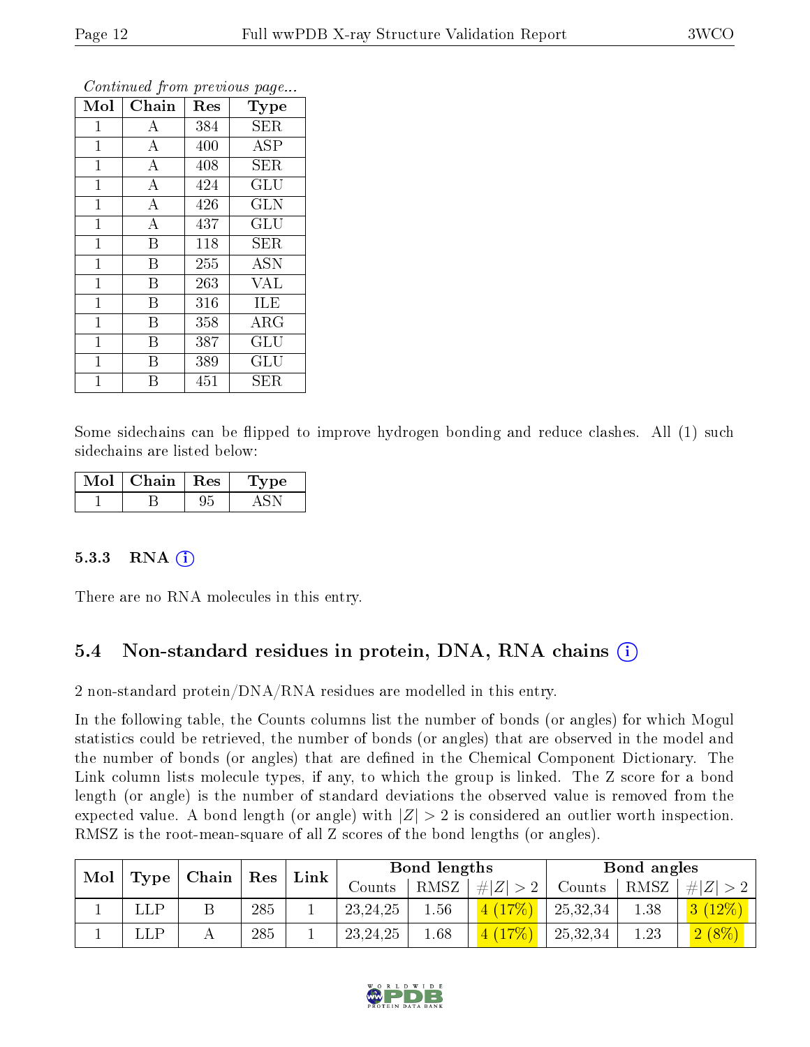*Continued from previous page...*

| Mol | Chain | Res | Type |
|---|---|---|---|
| 1 | A | 384 | SER |
| 1 | A | 400 | ASP |
| 1 | A | 408 | SER |
| 1 | A | 424 | GLU |
| 1 | A | 426 | GLN |
| 1 | A | 437 | GLU |
| 1 | B | 118 | SER |
| 1 | B | 255 | ASN |
| 1 | B | 263 | VAL |
| 1 | B | 316 | ILE |
| 1 | B | 358 | ARG |
| 1 | B | 387 | GLU |
| 1 | B | 389 | GLU |
| 1 | B | 451 | SER |

Some sidechains can be flipped to improve hydrogen bonding and reduce clashes. All (1) such sidechains are listed below:

| Mol | Chain | Res | Type |
|---|---|---|---|
| 1 | B | 95 | ASN |

### 5.3.3 RNA

There are no RNA molecules in this entry.

## 5.4 Non-standard residues in protein, DNA, RNA chains

2 non-standard protein/DNA/RNA residues are modelled in this entry.

In the following table, the Counts columns list the number of bonds (or angles) for which Mogul statistics could be retrieved, the number of bonds (or angles) that are observed in the model and the number of bonds (or angles) that are defined in the Chemical Component Dictionary. The Link column lists molecule types, if any, to which the group is linked. The Z score for a bond length (or angle) is the number of standard deviations the observed value is removed from the expected value. A bond length (or angle) with $|Z| > 2$ is considered an outlier worth inspection. RMSZ is the root-mean-square of all Z scores of the bond lengths (or angles).

| Mol | Type | Chain | Res | Link | Bond lengths | | | Bond angles | | |
|---|---|---|---|---|---|---|---|---|---|---|
| | | | | | Counts | RMSZ | $\#\|Z\| > 2$ | Counts | RMSZ | $\#\|Z\| > 2$ |
| 1 | LLP | B | 285 | 1 | 23,24,25 | 1.56 | 4 (17%) | 25,32,34 | 1.38 | 3 (12%) |
| 1 | LLP | A | 285 | 1 | 23,24,25 | 1.68 | 4 (17%) | 25,32,34 | 1.23 | 2 (8%) |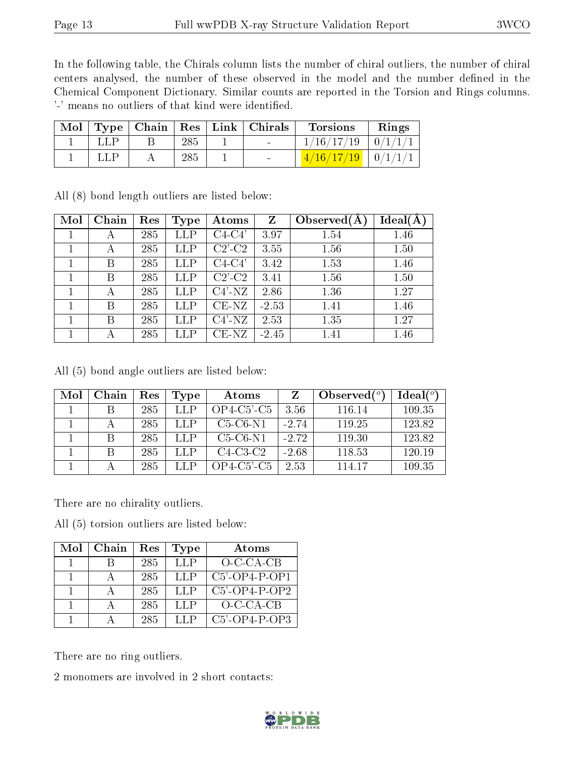In the following table, the Chirals column lists the number of chiral outliers, the number of chiral centers analysed, the number of these observed in the model and the number defined in the Chemical Component Dictionary. Similar counts are reported in the Torsion and Rings columns. '-' means no outliers of that kind were identified.

| Mol | Type | Chain | Res | Link | Chirals | Torsions | Rings |
|---|---|---|---|---|---|---|---|
| 1 | LLP | B | 285 | 1 | - | 1/16/17/19 | 0/1/1/1 |
| 1 | LLP | A | 285 | 1 | - | 4/16/17/19 | 0/1/1/1 |

All (8) bond length outliers are listed below:

| Mol | Chain | Res | Type | Atoms | Z | Observed(Å) | Ideal(Å) |
|---|---|---|---|---|---|---|---|
| 1 | A | 285 | LLP | C4-C4' | 3.97 | 1.54 | 1.46 |
| 1 | A | 285 | LLP | C2'-C2 | 3.55 | 1.56 | 1.50 |
| 1 | B | 285 | LLP | C4-C4' | 3.42 | 1.53 | 1.46 |
| 1 | B | 285 | LLP | C2'-C2 | 3.41 | 1.56 | 1.50 |
| 1 | A | 285 | LLP | C4'-NZ | 2.86 | 1.36 | 1.27 |
| 1 | B | 285 | LLP | CE-NZ | -2.53 | 1.41 | 1.46 |
| 1 | B | 285 | LLP | C4'-NZ | 2.53 | 1.35 | 1.27 |
| 1 | A | 285 | LLP | CE-NZ | -2.45 | 1.41 | 1.46 |

All (5) bond angle outliers are listed below:

| Mol | Chain | Res | Type | Atoms | Z | Observed(°) | Ideal(°) |
|---|---|---|---|---|---|---|---|
| 1 | B | 285 | LLP | OP4-C5'-C5 | 3.56 | 116.14 | 109.35 |
| 1 | A | 285 | LLP | C5-C6-N1 | -2.74 | 119.25 | 123.82 |
| 1 | B | 285 | LLP | C5-C6-N1 | -2.72 | 119.30 | 123.82 |
| 1 | B | 285 | LLP | C4-C3-C2 | -2.68 | 118.53 | 120.19 |
| 1 | A | 285 | LLP | OP4-C5'-C5 | 2.53 | 114.17 | 109.35 |

There are no chirality outliers.

All (5) torsion outliers are listed below:

| Mol | Chain | Res | Type | Atoms |
|---|---|---|---|---|
| 1 | B | 285 | LLP | O-C-CA-CB |
| 1 | A | 285 | LLP | C5'-OP4-P-OP1 |
| 1 | A | 285 | LLP | C5'-OP4-P-OP2 |
| 1 | A | 285 | LLP | O-C-CA-CB |
| 1 | A | 285 | LLP | C5'-OP4-P-OP3 |

There are no ring outliers.

2 monomers are involved in 2 short contacts: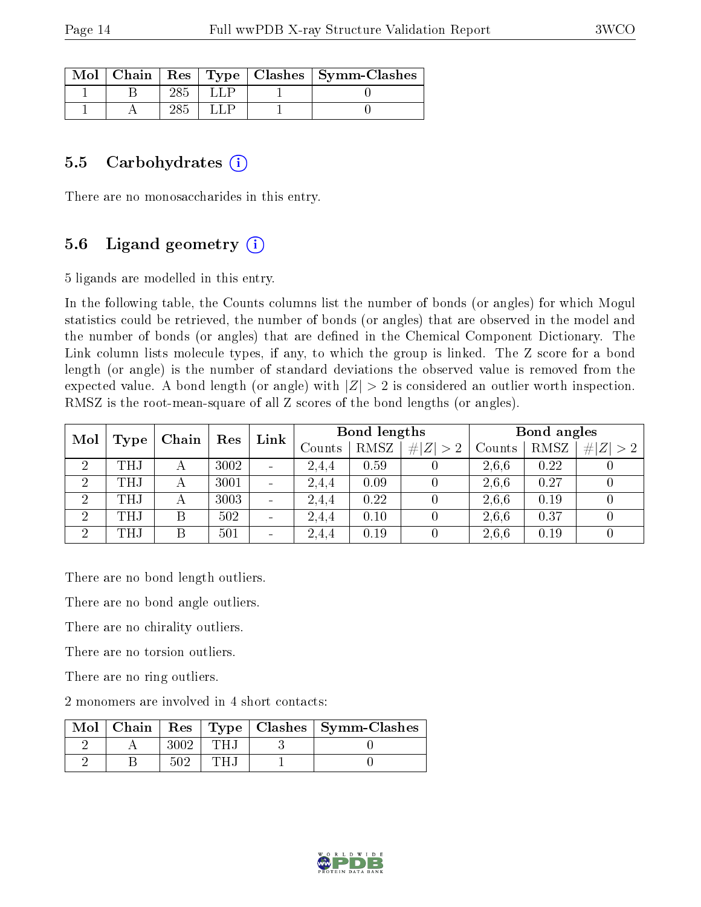| Mol | Chain | Res | Type | Clashes | Symm-Clashes |
|---|---|---|---|---|---|
| 1 | B | 285 | LLP | 1 | 0 |
| 1 | A | 285 | LLP | 1 | 0 |

## 5.5 Carbohydrates (i)

There are no monosaccharides in this entry.

## 5.6 Ligand geometry (i)

5 ligands are modelled in this entry.

In the following table, the Counts columns list the number of bonds (or angles) for which Mogul statistics could be retrieved, the number of bonds (or angles) that are observed in the model and the number of bonds (or angles) that are defined in the Chemical Component Dictionary. The Link column lists molecule types, if any, to which the group is linked. The Z score for a bond length (or angle) is the number of standard deviations the observed value is removed from the expected value. A bond length (or angle) with $|Z| > 2$ is considered an outlier worth inspection. RMSZ is the root-mean-square of all Z scores of the bond lengths (or angles).

| Mol | Type | Chain | Res | Link | Bond lengths | | | Bond angles | | |
|---|---|---|---|---|---|---|---|---|---|---|
| | | | | | Counts | RMSZ | $\#\|Z\| > 2$ | Counts | RMSZ | $\#\|Z\| > 2$ |
| 2 | THJ | A | 3002 | - | 2,4,4 | 0.59 | 0 | 2,6,6 | 0.22 | 0 |
| 2 | THJ | A | 3001 | - | 2,4,4 | 0.09 | 0 | 2,6,6 | 0.27 | 0 |
| 2 | THJ | A | 3003 | - | 2,4,4 | 0.22 | 0 | 2,6,6 | 0.19 | 0 |
| 2 | THJ | B | 502 | - | 2,4,4 | 0.10 | 0 | 2,6,6 | 0.37 | 0 |
| 2 | THJ | B | 501 | - | 2,4,4 | 0.19 | 0 | 2,6,6 | 0.19 | 0 |

There are no bond length outliers.

There are no bond angle outliers.

There are no chirality outliers.

There are no torsion outliers.

There are no ring outliers.

2 monomers are involved in 4 short contacts:

| Mol | Chain | Res | Type | Clashes | Symm-Clashes |
|---|---|---|---|---|---|
| 2 | A | 3002 | THJ | 3 | 0 |
| 2 | B | 502 | THJ | 1 | 0 |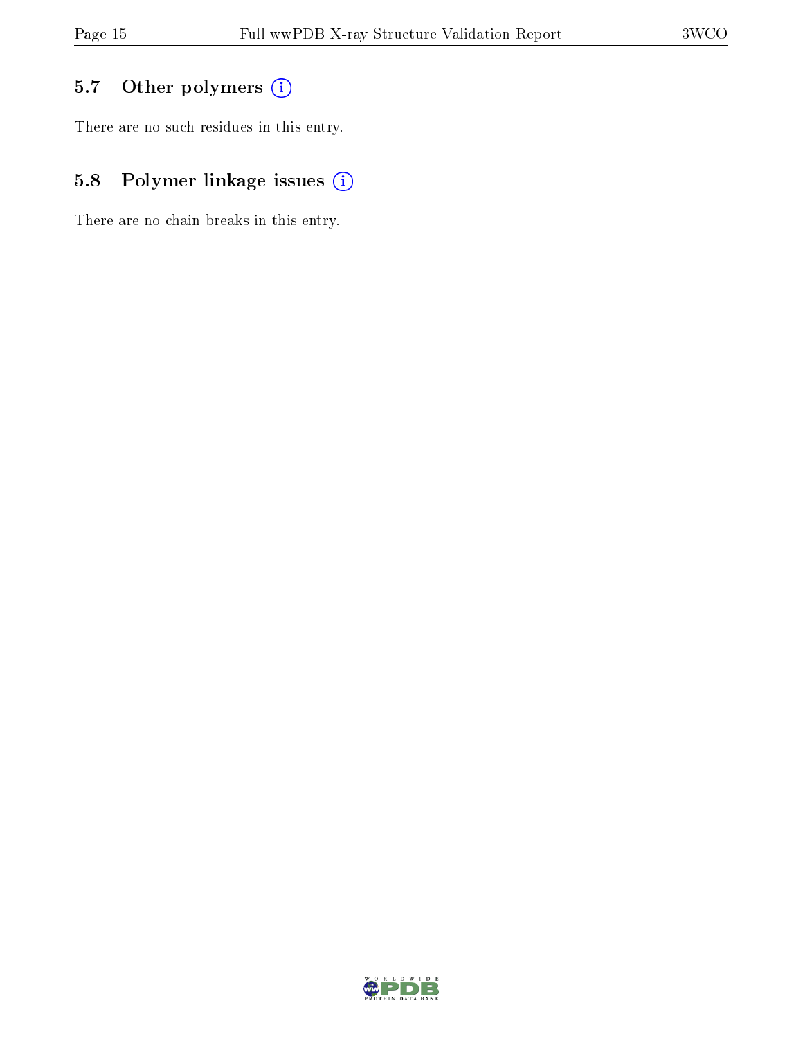### 5.7 Other polymers

There are no such residues in this entry.

### 5.8 Polymer linkage issues

There are no chain breaks in this entry.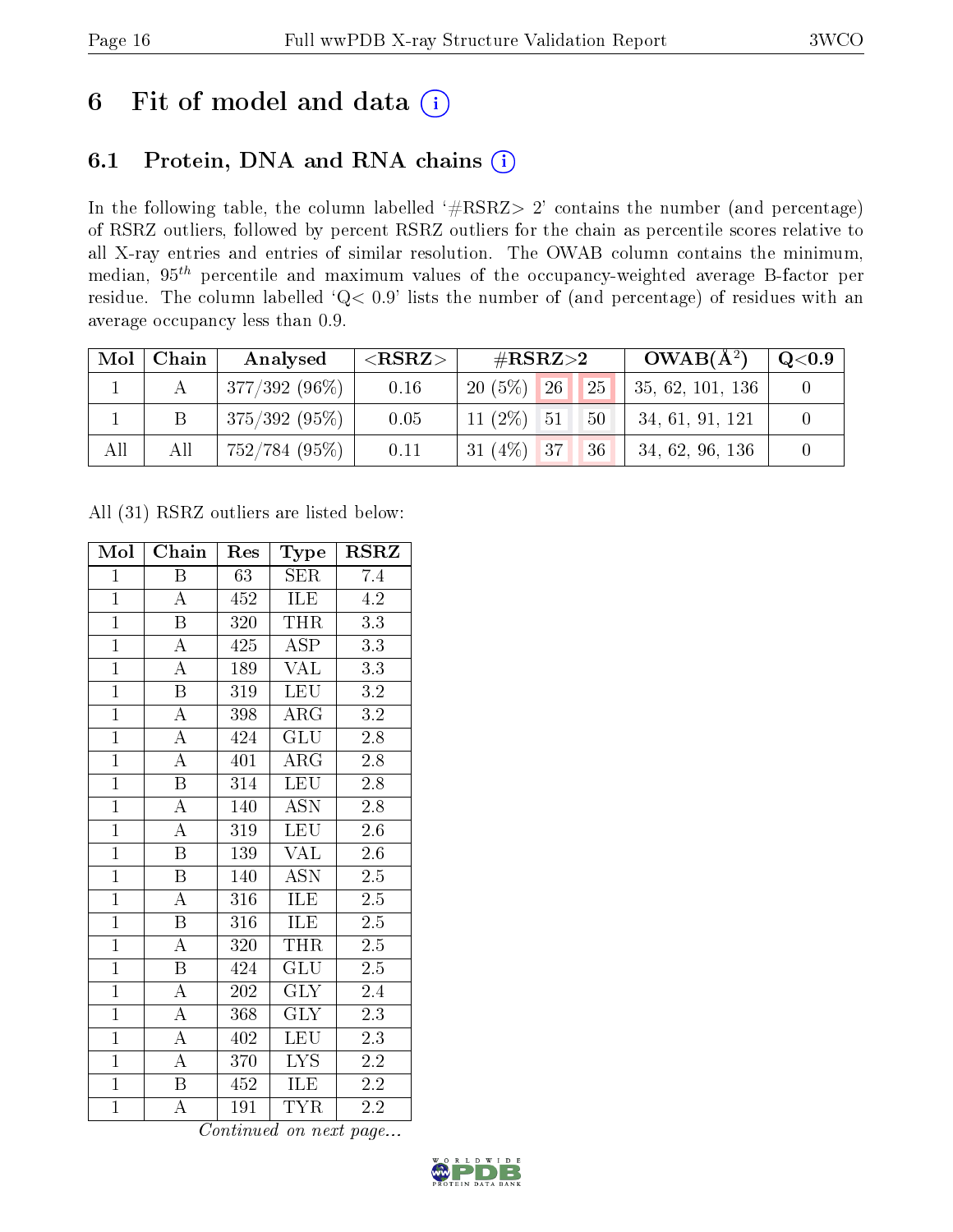# 6 Fit of model and data (i)

## 6.1 Protein, DNA and RNA chains (i)

In the following table, the column labelled '#RSRZ> 2' contains the number (and percentage) of RSRZ outliers, followed by percent RSRZ outliers for the chain as percentile scores relative to all X-ray entries and entries of similar resolution. The OWAB column contains the minimum, median, $95^{th}$ percentile and maximum values of the occupancy-weighted average B-factor per residue. The column labelled 'Q< 0.9' lists the number of (and percentage) of residues with an average occupancy less than 0.9.

| Mol | Chain | Analysed | <RSRZ> | #RSRZ>2 | | | OWAB(Å$^2$) | Q<0.9 |
|---|---|---|---|---|---|---|---|---|
| 1 | A | 377/392 (96%) | 0.16 | 20 (5%) | 26 | 25 | 35, 62, 101, 136 | 0 |
| 1 | B | 375/392 (95%) | 0.05 | 11 (2%) | 51 | 50 | 34, 61, 91, 121 | 0 |
| All | All | 752/784 (95%) | 0.11 | 31 (4%) | 37 | 36 | 34, 62, 96, 136 | 0 |

All (31) RSRZ outliers are listed below:

| Mol | Chain | Res | Type | RSRZ |
|---|---|---|---|---|
| 1 | B | 63 | SER | 7.4 |
| 1 | A | 452 | ILE | 4.2 |
| 1 | B | 320 | THR | 3.3 |
| 1 | A | 425 | ASP | 3.3 |
| 1 | A | 189 | VAL | 3.3 |
| 1 | B | 319 | LEU | 3.2 |
| 1 | A | 398 | ARG | 3.2 |
| 1 | A | 424 | GLU | 2.8 |
| 1 | A | 401 | ARG | 2.8 |
| 1 | B | 314 | LEU | 2.8 |
| 1 | A | 140 | ASN | 2.8 |
| 1 | A | 319 | LEU | 2.6 |
| 1 | B | 139 | VAL | 2.6 |
| 1 | B | 140 | ASN | 2.5 |
| 1 | A | 316 | ILE | 2.5 |
| 1 | B | 316 | ILE | 2.5 |
| 1 | A | 320 | THR | 2.5 |
| 1 | B | 424 | GLU | 2.5 |
| 1 | A | 202 | GLY | 2.4 |
| 1 | A | 368 | GLY | 2.3 |
| 1 | A | 402 | LEU | 2.3 |
| 1 | A | 370 | LYS | 2.2 |
| 1 | B | 452 | ILE | 2.2 |
| 1 | A | 191 | TYR | 2.2 |

*Continued on next page...*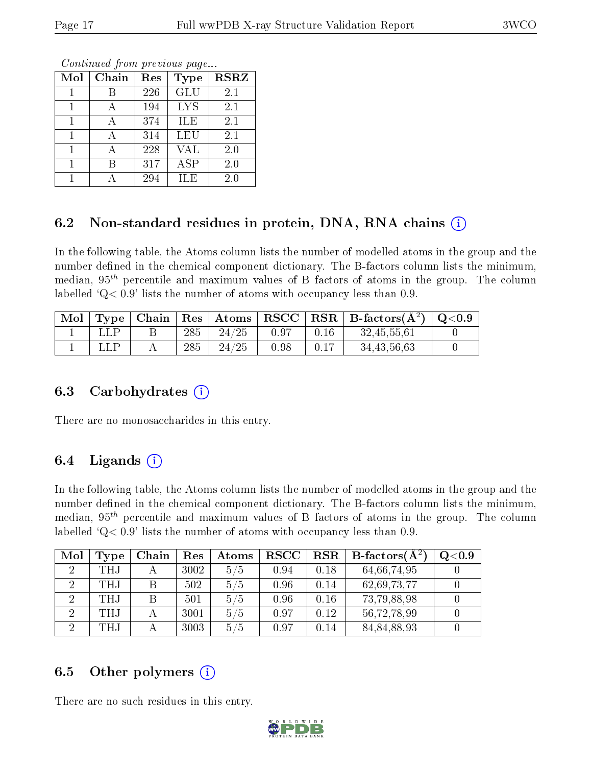*Continued from previous page...*

| Mol | Chain | Res | Type | RSRZ |
|---|---|---|---|---|
| 1 | B | 226 | GLU | 2.1 |
| 1 | A | 194 | LYS | 2.1 |
| 1 | A | 374 | ILE | 2.1 |
| 1 | A | 314 | LEU | 2.1 |
| 1 | A | 228 | VAL | 2.0 |
| 1 | B | 317 | ASP | 2.0 |
| 1 | A | 294 | ILE | 2.0 |

## 6.2 Non-standard residues in protein, DNA, RNA chains

In the following table, the Atoms column lists the number of modelled atoms in the group and the number defined in the chemical component dictionary. The B-factors column lists the minimum, median, $95^{th}$ percentile and maximum values of B factors of atoms in the group. The column labelled 'Q< 0.9' lists the number of atoms with occupancy less than 0.9.

| Mol | Type | Chain | Res | Atoms | RSCC | RSR | B-factors(Å$^2$) | Q<0.9 |
|---|---|---|---|---|---|---|---|---|
| 1 | LLP | B | 285 | 24/25 | 0.97 | 0.16 | 32,45,55,61 | 0 |
| 1 | LLP | A | 285 | 24/25 | 0.98 | 0.17 | 34,43,56,63 | 0 |

## 6.3 Carbohydrates

There are no monosaccharides in this entry.

## 6.4 Ligands

In the following table, the Atoms column lists the number of modelled atoms in the group and the number defined in the chemical component dictionary. The B-factors column lists the minimum, median, $95^{th}$ percentile and maximum values of B factors of atoms in the group. The column labelled 'Q< 0.9' lists the number of atoms with occupancy less than 0.9.

| Mol | Type | Chain | Res | Atoms | RSCC | RSR | B-factors(Å$^2$) | Q<0.9 |
|---|---|---|---|---|---|---|---|---|
| 2 | THJ | A | 3002 | 5/5 | 0.94 | 0.18 | 64,66,74,95 | 0 |
| 2 | THJ | B | 502 | 5/5 | 0.96 | 0.14 | 62,69,73,77 | 0 |
| 2 | THJ | B | 501 | 5/5 | 0.96 | 0.16 | 73,79,88,98 | 0 |
| 2 | THJ | A | 3001 | 5/5 | 0.97 | 0.12 | 56,72,78,99 | 0 |
| 2 | THJ | A | 3003 | 5/5 | 0.97 | 0.14 | 84,84,88,93 | 0 |

## 6.5 Other polymers

There are no such residues in this entry.